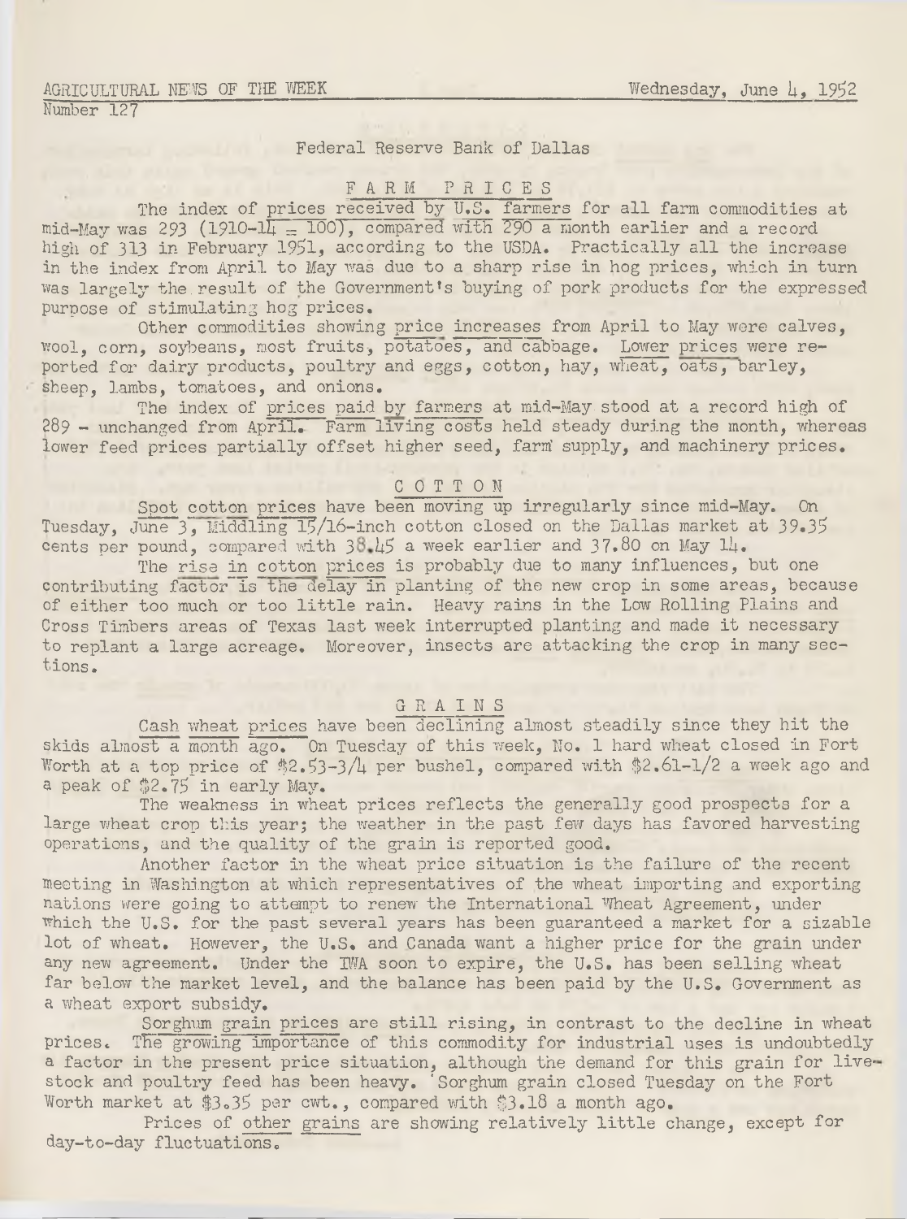AGRICULTURAL NEWS OF THE WEEK — Wednesday, June 4, 1952

Number 127

Federal Reserve Bank of Dallas

## FARM PRICES

The index of prices received by U.S. farmers for all farm commodities at mid-May was 293 (1910-14 = 100), compared with 290 a month earlier and a record high of 313 in February 1951, according to the USDA. Practically all the increase in the index from April to May was due to a sharp rise in hog prices, which in turn was largely the result of the Government's buying of pork products for the expressed purpose of stimulating hog prices.

Other commodities showing price increases from April to May were calves, wool, corn, soybeans, most fruits, potatoes, and cabbage. Lower prices were reported for dairy products, poultry and eggs, cotton, hay, wheat, oats, barley, sheep, lambs, tomatoes, and onions.

The index of prices paid by farmers at mid-May stood at a record high of 289 - unchanged from April. Farm living costs held steady during the month, whereas lower feed prices partially offset higher seed, farm supply, and machinery prices.

## COTTON

Spot cotton prices have been moving up irregularly since mid-May. On Tuesday, June 3, Middling 15/16-inch cotton closed on the Dallas market at 39.35 cents per pound, compared with 38.45 a week earlier and 37.80 on May 14.

The rise in cotton prices is probably due to many influences, but one contributing factor is the delay in planting of the new crop in some areas, because of either too much or too little rain. Heavy rains in the Low Rolling Plains and Cross Timbers areas of Texas last week interrupted planting and made it necessary to replant a large acreage. Moreover, insects are attacking the crop in many sections.

## GRAINS

Cash wheat prices have been declining almost steadily since they hit the skids almost a month ago. On Tuesday of this week, No. 1 hard wheat closed in Fort Worth at a top price of $2.53-3/4 per bushel, compared with $2.61-1/2 a week ago and a peak of $2.75 in early May.

The weakness in wheat prices reflects the generally good prospects for a large wheat crop this year; the weather in the past few days has favored harvesting operations, and the quality of the grain is reported good.

Another factor in the wheat price situation is the failure of the recent meeting in Washington at which representatives of the wheat importing and exporting nations were going to attempt to renew the International Wheat Agreement, under which the U.S. for the past several years has been guaranteed a market for a sizable lot of wheat. However, the U.S. and Canada want a higher price for the grain under any new agreement. Under the IWA soon to expire, the U.S. has been selling wheat far below the market level, and the balance has been paid by the U.S. Government as a wheat export subsidy.

Sorghum grain prices are still rising, in contrast to the decline in wheat prices. The growing importance of this commodity for industrial uses is undoubtedly a factor in the present price situation, although the demand for this grain for livestock and poultry feed has been heavy. Sorghum grain closed Tuesday on the Fort Worth market at $3.35 per cwt., compared with $3.18 a month ago.

Prices of other grains are showing relatively little change, except for day-to-day fluctuations.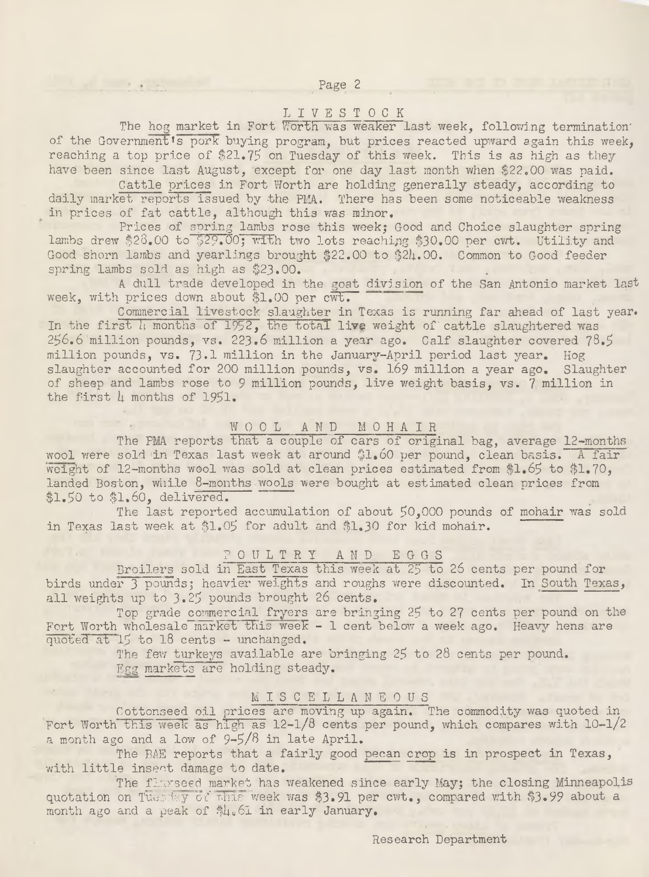## LIVESTOCK

The hog market in Fort Worth was weaker last week, following termination of the Government's pork buying program, but prices reacted upward again this week, reaching a top price of $21.75 on Tuesday of this week. This is as high as they have been since last August, except for one day last month when $22.00 was paid.

Cattle prices in Fort Worth are holding generally steady, according to daily market reports issued by the PMA. There has been some noticeable weakness in prices of fat cattle, although this was minor.

Prices of spring lambs rose this week; Good and Choice slaughter spring lambs drew $28.00 to $29.00; with two lots reaching $30.00 per cwt. Utility and Good shorn lambs and yearlings brought $22.00 to $24.00. Common to Good feeder spring lambs sold as high as $23.00.

A dull trade developed in the goat division of the San Antonio market last week, with prices down about $1.00 per cwt.

Commercial livestock slaughter in Texas is running far ahead of last year. In the first 4 months of 1952, the total live weight of cattle slaughtered was 256.6 million pounds, vs. 223.6 million a year ago. Calf slaughter covered 78.5 million pounds, vs. 73.1 million in the January-April period last year. Hog slaughter accounted for 200 million pounds, vs. 169 million a year ago. Slaughter of sheep and lambs rose to 9 million pounds, live weight basis, vs. 7 million in the first 4 months of 1951.

## WOOL AND MOHAIR

The PMA reports that a couple of cars of original bag, average 12-months wool were sold in Texas last week at around $1.60 per pound, clean basis. A fair weight of 12-months wool was sold at clean prices estimated from $1.65 to $1.70, landed Boston, while 8-months wools were bought at estimated clean prices from $1.50 to $1.60, delivered.

The last reported accumulation of about 50,000 pounds of mohair was sold in Texas last week at $1.05 for adult and $1.30 for kid mohair.

## POULTRY AND EGGS

Broilers sold in East Texas this week at 25 to 26 cents per pound for birds under 3 pounds; heavier weights and roughs were discounted. In South Texas, all weights up to 3.25 pounds brought 26 cents.

Top grade commercial fryers are bringing 25 to 27 cents per pound on the Fort Worth wholesale market this week - 1 cent below a week ago. Heavy hens are quoted at 15 to 18 cents - unchanged.

The few turkeys available are bringing 25 to 28 cents per pound.

Egg markets are holding steady.

## MISCELLANEOUS

Cottonseed oil prices are moving up again. The commodity was quoted in Fort Worth this week as high as 12-1/8 cents per pound, which compares with 10-1/2 a month ago and a low of 9-5/8 in late April.

The BAE reports that a fairly good pecan crop is in prospect in Texas, with little insect damage to date.

The flaxseed market has weakened since early May; the closing Minneapolis quotation on Tuesday of this week was $3.91 per cwt., compared with $3.99 about a month ago and a peak of $4.61 in early January.

Research Department